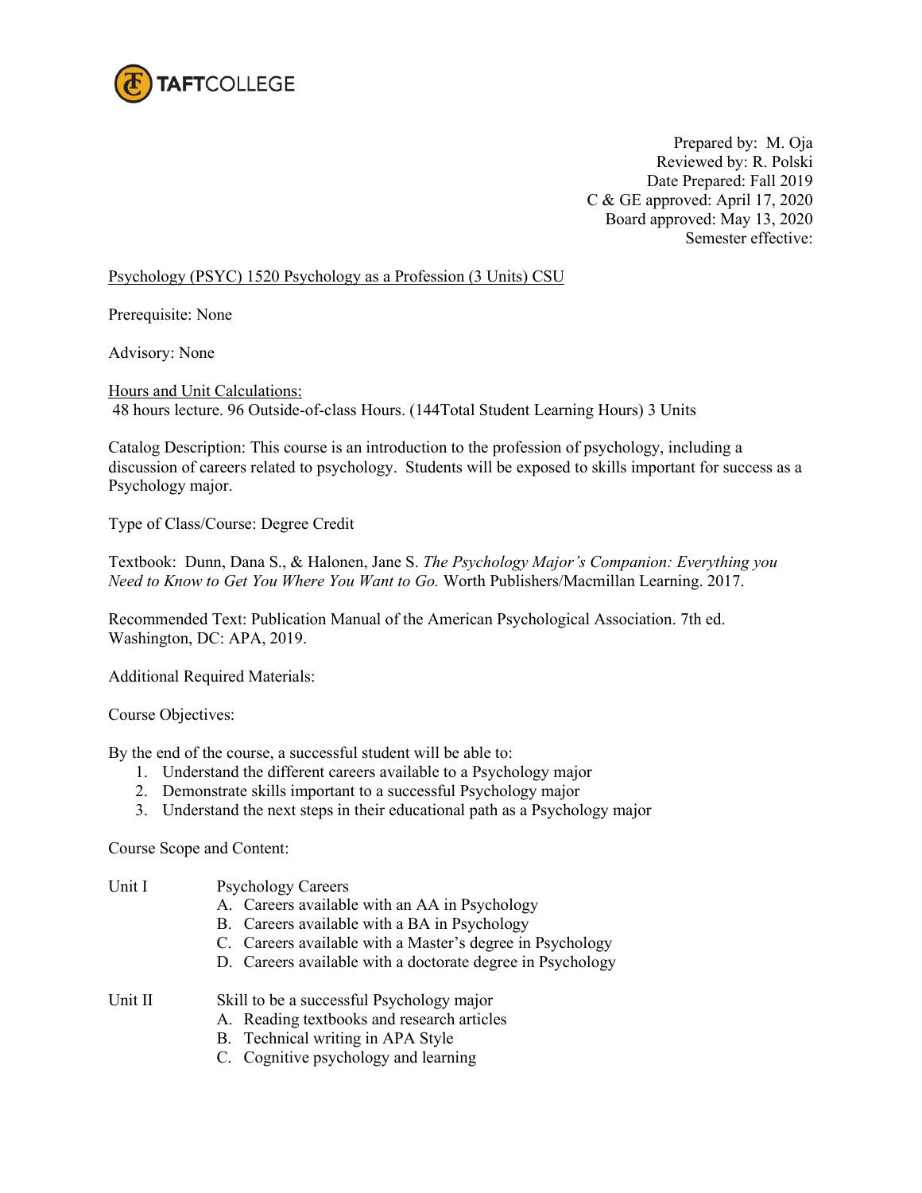TAFTCOLLEGE

Prepared by: M. Oja
Reviewed by: R. Polski
Date Prepared: Fall 2019
C & GE approved: April 17, 2020
Board approved: May 13, 2020
Semester effective:

Psychology (PSYC) 1520 Psychology as a Profession (3 Units) CSU

Prerequisite: None

Advisory: None

Hours and Unit Calculations:
48 hours lecture. 96 Outside-of-class Hours. (144Total Student Learning Hours) 3 Units

Catalog Description: This course is an introduction to the profession of psychology, including a discussion of careers related to psychology. Students will be exposed to skills important for success as a Psychology major.

Type of Class/Course: Degree Credit

Textbook: Dunn, Dana S., & Halonen, Jane S. *The Psychology Major's Companion: Everything you Need to Know to Get You Where You Want to Go.* Worth Publishers/Macmillan Learning. 2017.

Recommended Text: Publication Manual of the American Psychological Association. 7th ed. Washington, DC: APA, 2019.

Additional Required Materials:

Course Objectives:

By the end of the course, a successful student will be able to:

1. Understand the different careers available to a Psychology major
2. Demonstrate skills important to a successful Psychology major
3. Understand the next steps in their educational path as a Psychology major

Course Scope and Content:

Unit I Psychology Careers

- A. Careers available with an AA in Psychology
- B. Careers available with a BA in Psychology
- C. Careers available with a Master's degree in Psychology
- D. Careers available with a doctorate degree in Psychology

Unit II Skill to be a successful Psychology major

- A. Reading textbooks and research articles
- B. Technical writing in APA Style
- C. Cognitive psychology and learning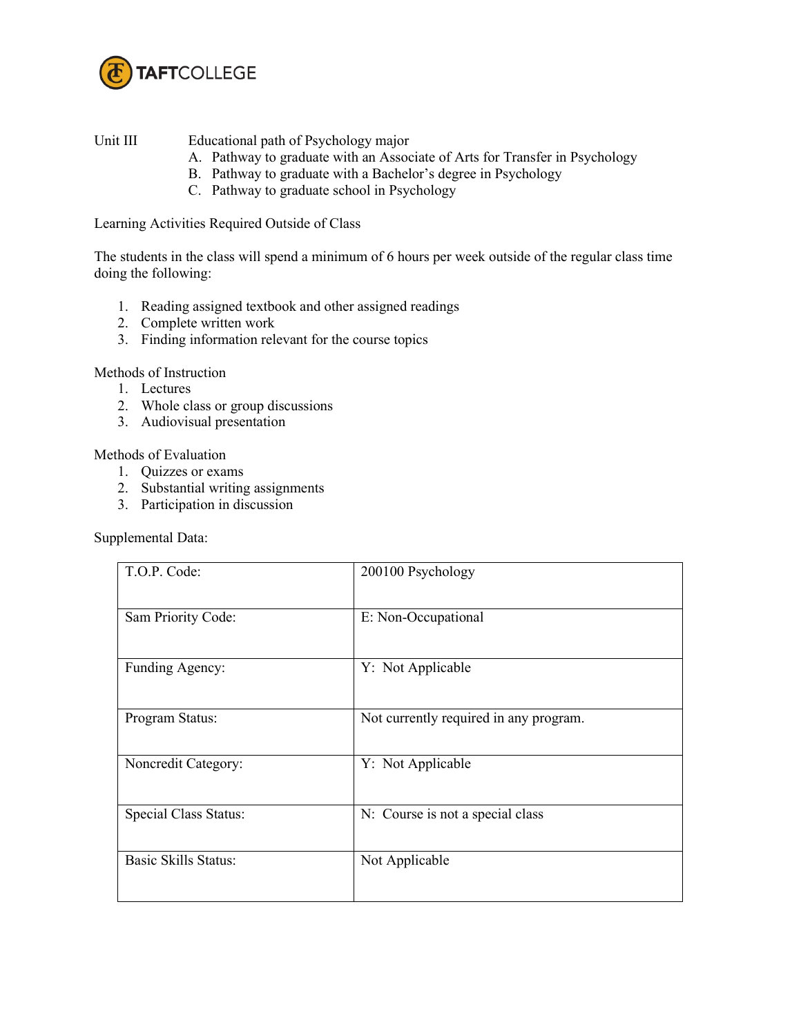Unit III Educational path of Psychology major

A. Pathway to graduate with an Associate of Arts for Transfer in Psychology
B. Pathway to graduate with a Bachelor's degree in Psychology
C. Pathway to graduate school in Psychology

Learning Activities Required Outside of Class

The students in the class will spend a minimum of 6 hours per week outside of the regular class time doing the following:

1. Reading assigned textbook and other assigned readings
2. Complete written work
3. Finding information relevant for the course topics

Methods of Instruction

1. Lectures
2. Whole class or group discussions
3. Audiovisual presentation

Methods of Evaluation

1. Quizzes or exams
2. Substantial writing assignments
3. Participation in discussion

Supplemental Data:

| | |
|---|---|
| T.O.P. Code: | 200100 Psychology |
| Sam Priority Code: | E: Non-Occupational |
| Funding Agency: | Y: Not Applicable |
| Program Status: | Not currently required in any program. |
| Noncredit Category: | Y: Not Applicable |
| Special Class Status: | N: Course is not a special class |
| Basic Skills Status: | Not Applicable |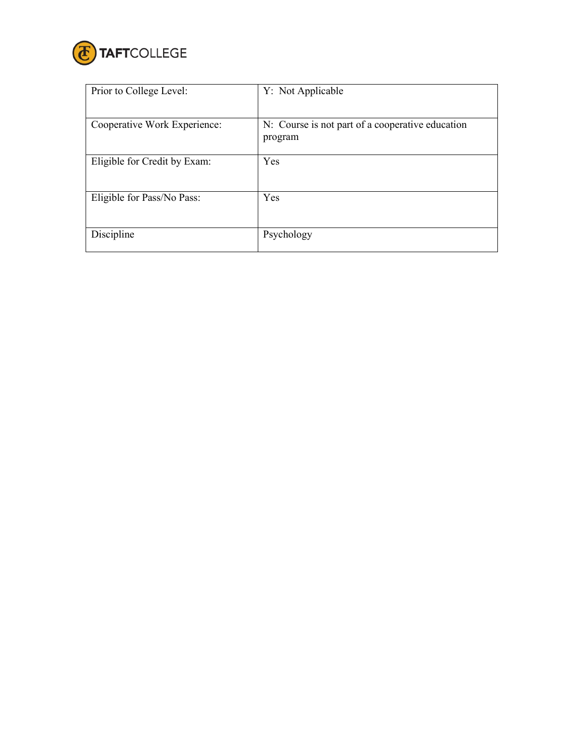| | |
|---|---|
| Prior to College Level: | Y: Not Applicable |
| Cooperative Work Experience: | N: Course is not part of a cooperative education program |
| Eligible for Credit by Exam: | Yes |
| Eligible for Pass/No Pass: | Yes |
| Discipline | Psychology |